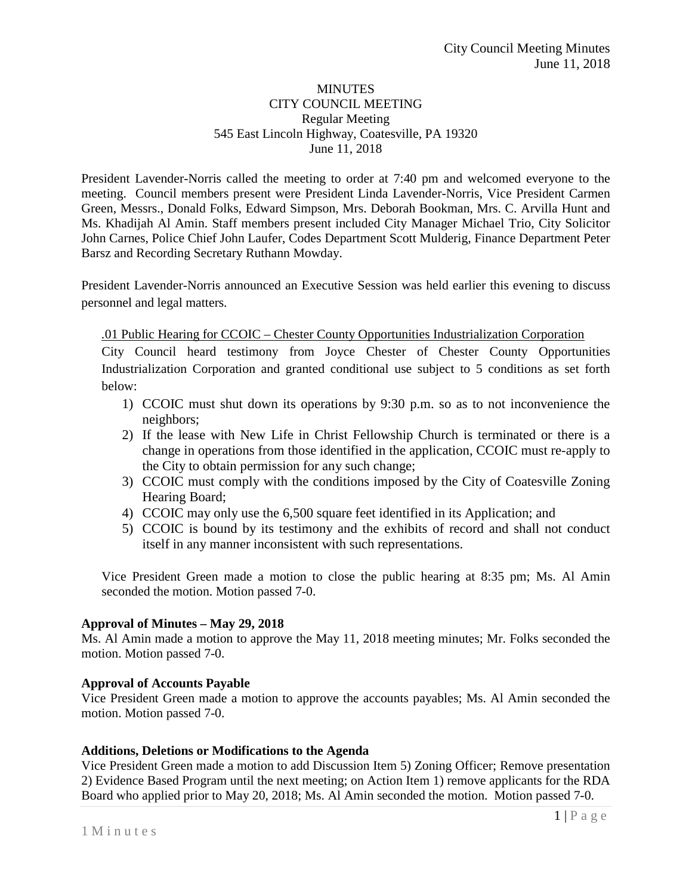# MINUTES
## CITY COUNCIL MEETING
### Regular Meeting
545 East Lincoln Highway, Coatesville, PA 19320
June 11, 2018

President Lavender-Norris called the meeting to order at 7:40 pm and welcomed everyone to the meeting. Council members present were President Linda Lavender-Norris, Vice President Carmen Green, Messrs., Donald Folks, Edward Simpson, Mrs. Deborah Bookman, Mrs. C. Arvilla Hunt and Ms. Khadijah Al Amin. Staff members present included City Manager Michael Trio, City Solicitor John Carnes, Police Chief John Laufer, Codes Department Scott Mulderig, Finance Department Peter Barsz and Recording Secretary Ruthann Mowday.

President Lavender-Norris announced an Executive Session was held earlier this evening to discuss personnel and legal matters.

.01 Public Hearing for CCOIC – Chester County Opportunities Industrialization Corporation

City Council heard testimony from Joyce Chester of Chester County Opportunities Industrialization Corporation and granted conditional use subject to 5 conditions as set forth below:

1) CCOIC must shut down its operations by 9:30 p.m. so as to not inconvenience the neighbors;
2) If the lease with New Life in Christ Fellowship Church is terminated or there is a change in operations from those identified in the application, CCOIC must re-apply to the City to obtain permission for any such change;
3) CCOIC must comply with the conditions imposed by the City of Coatesville Zoning Hearing Board;
4) CCOIC may only use the 6,500 square feet identified in its Application; and
5) CCOIC is bound by its testimony and the exhibits of record and shall not conduct itself in any manner inconsistent with such representations.

Vice President Green made a motion to close the public hearing at 8:35 pm; Ms. Al Amin seconded the motion. Motion passed 7-0.

**Approval of Minutes – May 29, 2018**
Ms. Al Amin made a motion to approve the May 11, 2018 meeting minutes; Mr. Folks seconded the motion. Motion passed 7-0.

**Approval of Accounts Payable**
Vice President Green made a motion to approve the accounts payables; Ms. Al Amin seconded the motion. Motion passed 7-0.

**Additions, Deletions or Modifications to the Agenda**
Vice President Green made a motion to add Discussion Item 5) Zoning Officer; Remove presentation 2) Evidence Based Program until the next meeting; on Action Item 1) remove applicants for the RDA Board who applied prior to May 20, 2018; Ms. Al Amin seconded the motion. Motion passed 7-0.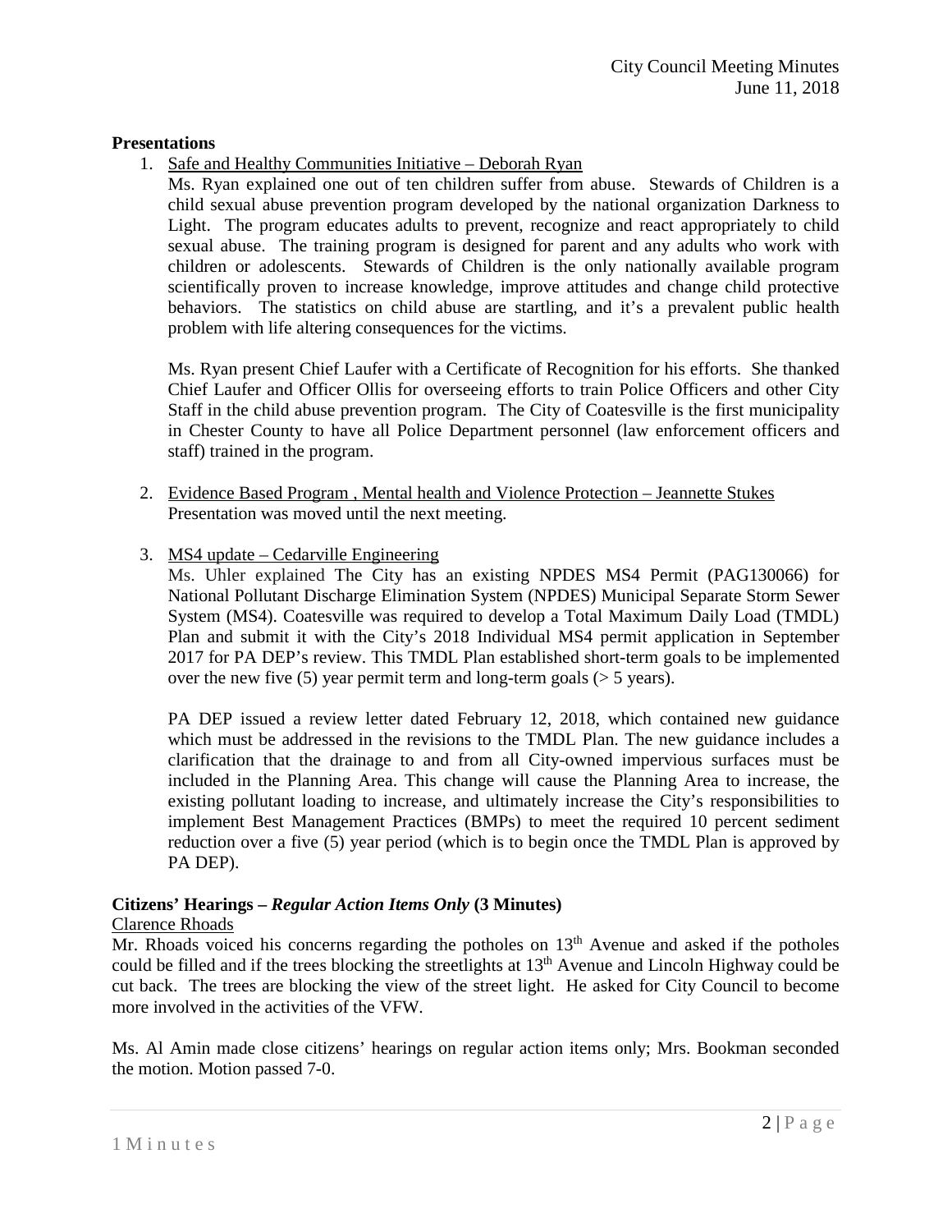## Presentations

1. Safe and Healthy Communities Initiative – Deborah Ryan

   Ms. Ryan explained one out of ten children suffer from abuse. Stewards of Children is a child sexual abuse prevention program developed by the national organization Darkness to Light. The program educates adults to prevent, recognize and react appropriately to child sexual abuse. The training program is designed for parent and any adults who work with children or adolescents. Stewards of Children is the only nationally available program scientifically proven to increase knowledge, improve attitudes and change child protective behaviors. The statistics on child abuse are startling, and it's a prevalent public health problem with life altering consequences for the victims.

   Ms. Ryan present Chief Laufer with a Certificate of Recognition for his efforts. She thanked Chief Laufer and Officer Ollis for overseeing efforts to train Police Officers and other City Staff in the child abuse prevention program. The City of Coatesville is the first municipality in Chester County to have all Police Department personnel (law enforcement officers and staff) trained in the program.

2. Evidence Based Program , Mental health and Violence Protection – Jeannette Stukes

   Presentation was moved until the next meeting.

3. MS4 update – Cedarville Engineering

   Ms. Uhler explained The City has an existing NPDES MS4 Permit (PAG130066) for National Pollutant Discharge Elimination System (NPDES) Municipal Separate Storm Sewer System (MS4). Coatesville was required to develop a Total Maximum Daily Load (TMDL) Plan and submit it with the City's 2018 Individual MS4 permit application in September 2017 for PA DEP's review. This TMDL Plan established short-term goals to be implemented over the new five (5) year permit term and long-term goals (> 5 years).

   PA DEP issued a review letter dated February 12, 2018, which contained new guidance which must be addressed in the revisions to the TMDL Plan. The new guidance includes a clarification that the drainage to and from all City-owned impervious surfaces must be included in the Planning Area. This change will cause the Planning Area to increase, the existing pollutant loading to increase, and ultimately increase the City's responsibilities to implement Best Management Practices (BMPs) to meet the required 10 percent sediment reduction over a five (5) year period (which is to begin once the TMDL Plan is approved by PA DEP).

## Citizens' Hearings – *Regular Action Items Only* (3 Minutes)

Clarence Rhoads

Mr. Rhoads voiced his concerns regarding the potholes on 13th Avenue and asked if the potholes could be filled and if the trees blocking the streetlights at 13th Avenue and Lincoln Highway could be cut back. The trees are blocking the view of the street light. He asked for City Council to become more involved in the activities of the VFW.

Ms. Al Amin made close citizens' hearings on regular action items only; Mrs. Bookman seconded the motion. Motion passed 7-0.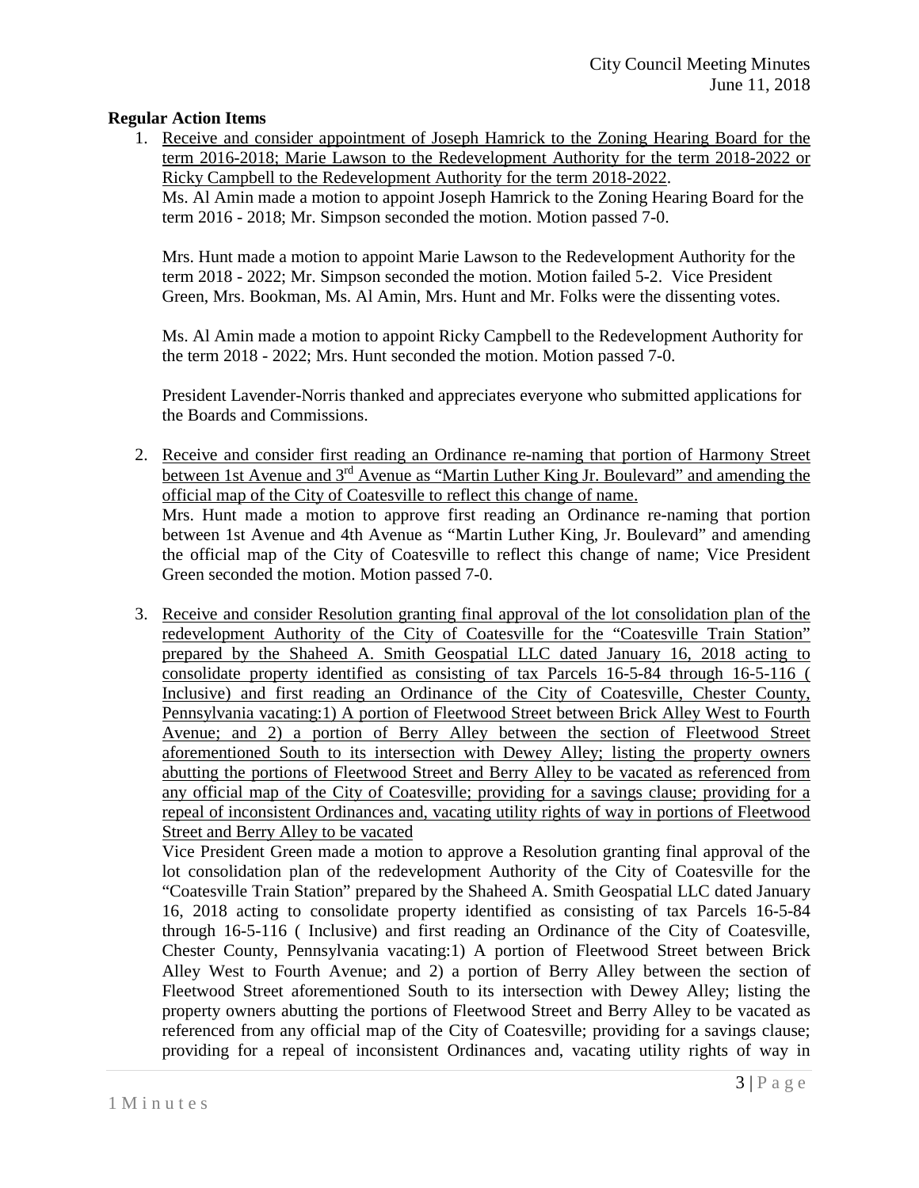**Regular Action Items**

1. Receive and consider appointment of Joseph Hamrick to the Zoning Hearing Board for the term 2016-2018; Marie Lawson to the Redevelopment Authority for the term 2018-2022 or Ricky Campbell to the Redevelopment Authority for the term 2018-2022.
   Ms. Al Amin made a motion to appoint Joseph Hamrick to the Zoning Hearing Board for the term 2016 - 2018; Mr. Simpson seconded the motion. Motion passed 7-0.

   Mrs. Hunt made a motion to appoint Marie Lawson to the Redevelopment Authority for the term 2018 - 2022; Mr. Simpson seconded the motion. Motion failed 5-2. Vice President Green, Mrs. Bookman, Ms. Al Amin, Mrs. Hunt and Mr. Folks were the dissenting votes.

   Ms. Al Amin made a motion to appoint Ricky Campbell to the Redevelopment Authority for the term 2018 - 2022; Mrs. Hunt seconded the motion. Motion passed 7-0.

   President Lavender-Norris thanked and appreciates everyone who submitted applications for the Boards and Commissions.

2. Receive and consider first reading an Ordinance re-naming that portion of Harmony Street between 1st Avenue and 3rd Avenue as "Martin Luther King Jr. Boulevard" and amending the official map of the City of Coatesville to reflect this change of name.
   Mrs. Hunt made a motion to approve first reading an Ordinance re-naming that portion between 1st Avenue and 4th Avenue as "Martin Luther King, Jr. Boulevard" and amending the official map of the City of Coatesville to reflect this change of name; Vice President Green seconded the motion. Motion passed 7-0.

3. Receive and consider Resolution granting final approval of the lot consolidation plan of the redevelopment Authority of the City of Coatesville for the "Coatesville Train Station" prepared by the Shaheed A. Smith Geospatial LLC dated January 16, 2018 acting to consolidate property identified as consisting of tax Parcels 16-5-84 through 16-5-116 ( Inclusive) and first reading an Ordinance of the City of Coatesville, Chester County, Pennsylvania vacating:1) A portion of Fleetwood Street between Brick Alley West to Fourth Avenue; and 2) a portion of Berry Alley between the section of Fleetwood Street aforementioned South to its intersection with Dewey Alley; listing the property owners abutting the portions of Fleetwood Street and Berry Alley to be vacated as referenced from any official map of the City of Coatesville; providing for a savings clause; providing for a repeal of inconsistent Ordinances and, vacating utility rights of way in portions of Fleetwood Street and Berry Alley to be vacated
   Vice President Green made a motion to approve a Resolution granting final approval of the lot consolidation plan of the redevelopment Authority of the City of Coatesville for the "Coatesville Train Station" prepared by the Shaheed A. Smith Geospatial LLC dated January 16, 2018 acting to consolidate property identified as consisting of tax Parcels 16-5-84 through 16-5-116 ( Inclusive) and first reading an Ordinance of the City of Coatesville, Chester County, Pennsylvania vacating:1) A portion of Fleetwood Street between Brick Alley West to Fourth Avenue; and 2) a portion of Berry Alley between the section of Fleetwood Street aforementioned South to its intersection with Dewey Alley; listing the property owners abutting the portions of Fleetwood Street and Berry Alley to be vacated as referenced from any official map of the City of Coatesville; providing for a savings clause; providing for a repeal of inconsistent Ordinances and, vacating utility rights of way in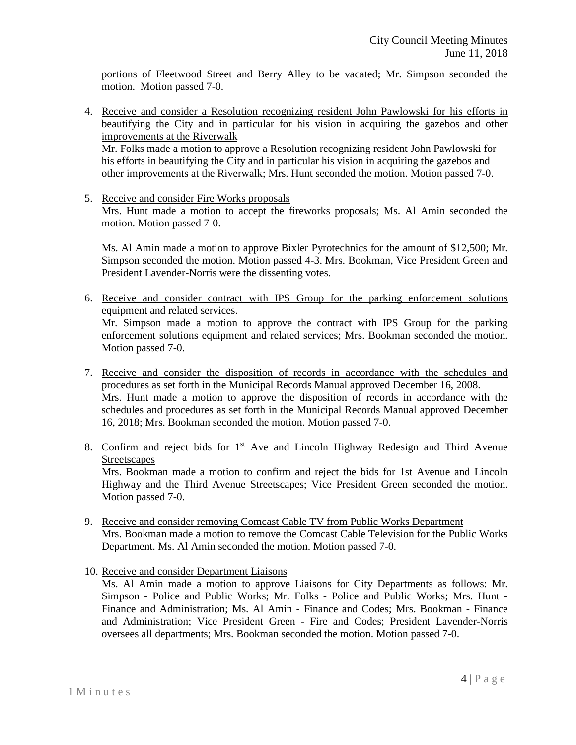portions of Fleetwood Street and Berry Alley to be vacated; Mr. Simpson seconded the motion. Motion passed 7-0.

4. Receive and consider a Resolution recognizing resident John Pawlowski for his efforts in beautifying the City and in particular for his vision in acquiring the gazebos and other improvements at the Riverwalk
   Mr. Folks made a motion to approve a Resolution recognizing resident John Pawlowski for his efforts in beautifying the City and in particular his vision in acquiring the gazebos and other improvements at the Riverwalk; Mrs. Hunt seconded the motion. Motion passed 7-0.

5. Receive and consider Fire Works proposals
   Mrs. Hunt made a motion to accept the fireworks proposals; Ms. Al Amin seconded the motion. Motion passed 7-0.

   Ms. Al Amin made a motion to approve Bixler Pyrotechnics for the amount of $12,500; Mr. Simpson seconded the motion. Motion passed 4-3. Mrs. Bookman, Vice President Green and President Lavender-Norris were the dissenting votes.

6. Receive and consider contract with IPS Group for the parking enforcement solutions equipment and related services.
   Mr. Simpson made a motion to approve the contract with IPS Group for the parking enforcement solutions equipment and related services; Mrs. Bookman seconded the motion. Motion passed 7-0.

7. Receive and consider the disposition of records in accordance with the schedules and procedures as set forth in the Municipal Records Manual approved December 16, 2008.
   Mrs. Hunt made a motion to approve the disposition of records in accordance with the schedules and procedures as set forth in the Municipal Records Manual approved December 16, 2018; Mrs. Bookman seconded the motion. Motion passed 7-0.

8. Confirm and reject bids for 1st Ave and Lincoln Highway Redesign and Third Avenue Streetscapes
   Mrs. Bookman made a motion to confirm and reject the bids for 1st Avenue and Lincoln Highway and the Third Avenue Streetscapes; Vice President Green seconded the motion. Motion passed 7-0.

9. Receive and consider removing Comcast Cable TV from Public Works Department
   Mrs. Bookman made a motion to remove the Comcast Cable Television for the Public Works Department. Ms. Al Amin seconded the motion. Motion passed 7-0.

10. Receive and consider Department Liaisons
    Ms. Al Amin made a motion to approve Liaisons for City Departments as follows: Mr. Simpson - Police and Public Works; Mr. Folks - Police and Public Works; Mrs. Hunt - Finance and Administration; Ms. Al Amin - Finance and Codes; Mrs. Bookman - Finance and Administration; Vice President Green - Fire and Codes; President Lavender-Norris oversees all departments; Mrs. Bookman seconded the motion. Motion passed 7-0.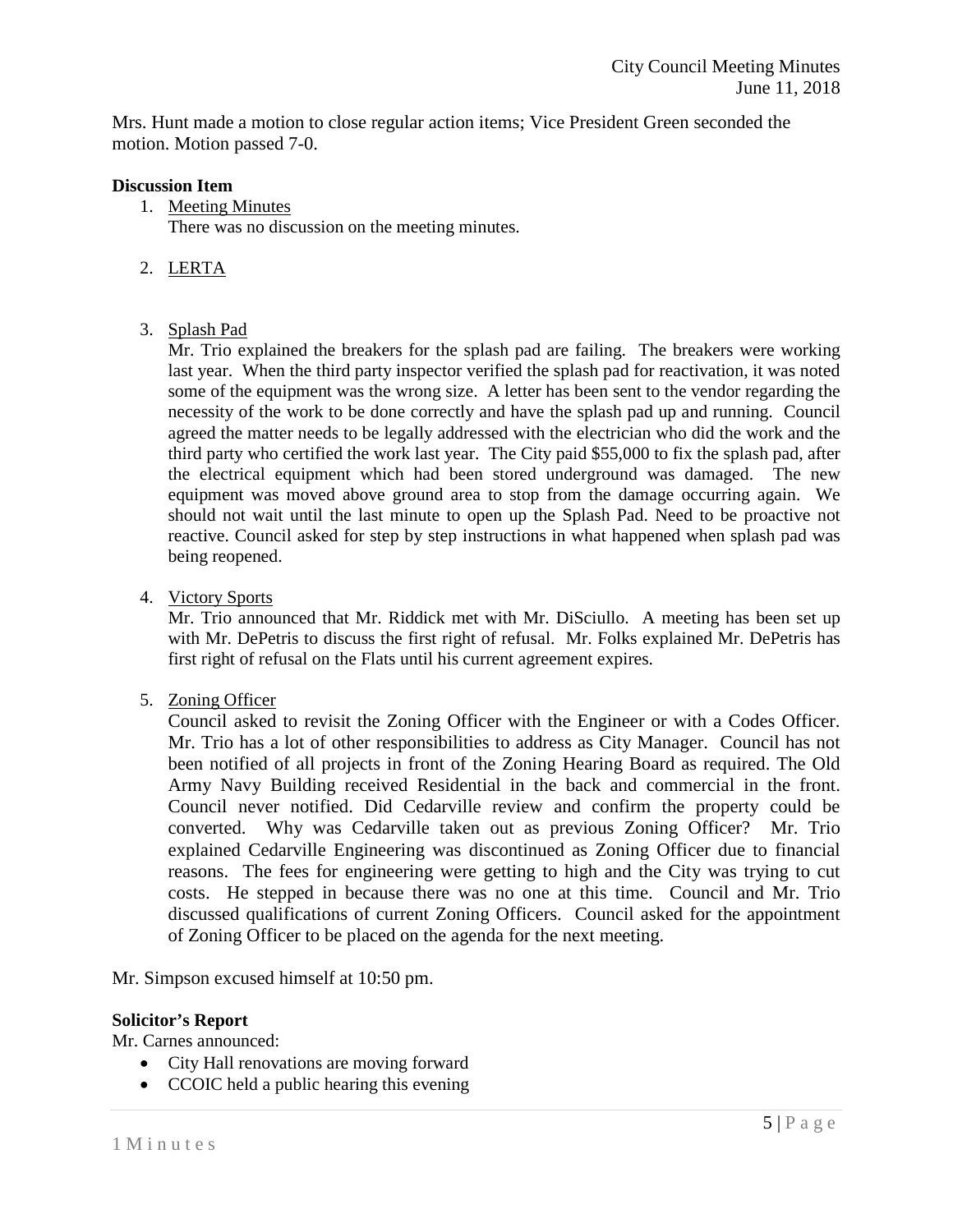Mrs. Hunt made a motion to close regular action items; Vice President Green seconded the motion. Motion passed 7-0.

**Discussion Item**

1. Meeting Minutes
   There was no discussion on the meeting minutes.

2. LERTA

3. Splash Pad
   Mr. Trio explained the breakers for the splash pad are failing. The breakers were working last year. When the third party inspector verified the splash pad for reactivation, it was noted some of the equipment was the wrong size. A letter has been sent to the vendor regarding the necessity of the work to be done correctly and have the splash pad up and running. Council agreed the matter needs to be legally addressed with the electrician who did the work and the third party who certified the work last year. The City paid $55,000 to fix the splash pad, after the electrical equipment which had been stored underground was damaged. The new equipment was moved above ground area to stop from the damage occurring again. We should not wait until the last minute to open up the Splash Pad. Need to be proactive not reactive. Council asked for step by step instructions in what happened when splash pad was being reopened.

4. Victory Sports
   Mr. Trio announced that Mr. Riddick met with Mr. DiSciullo. A meeting has been set up with Mr. DePetris to discuss the first right of refusal. Mr. Folks explained Mr. DePetris has first right of refusal on the Flats until his current agreement expires.

5. Zoning Officer
   Council asked to revisit the Zoning Officer with the Engineer or with a Codes Officer. Mr. Trio has a lot of other responsibilities to address as City Manager. Council has not been notified of all projects in front of the Zoning Hearing Board as required. The Old Army Navy Building received Residential in the back and commercial in the front. Council never notified. Did Cedarville review and confirm the property could be converted. Why was Cedarville taken out as previous Zoning Officer? Mr. Trio explained Cedarville Engineering was discontinued as Zoning Officer due to financial reasons. The fees for engineering were getting to high and the City was trying to cut costs. He stepped in because there was no one at this time. Council and Mr. Trio discussed qualifications of current Zoning Officers. Council asked for the appointment of Zoning Officer to be placed on the agenda for the next meeting.

Mr. Simpson excused himself at 10:50 pm.

**Solicitor's Report**

Mr. Carnes announced:

- City Hall renovations are moving forward
- CCOIC held a public hearing this evening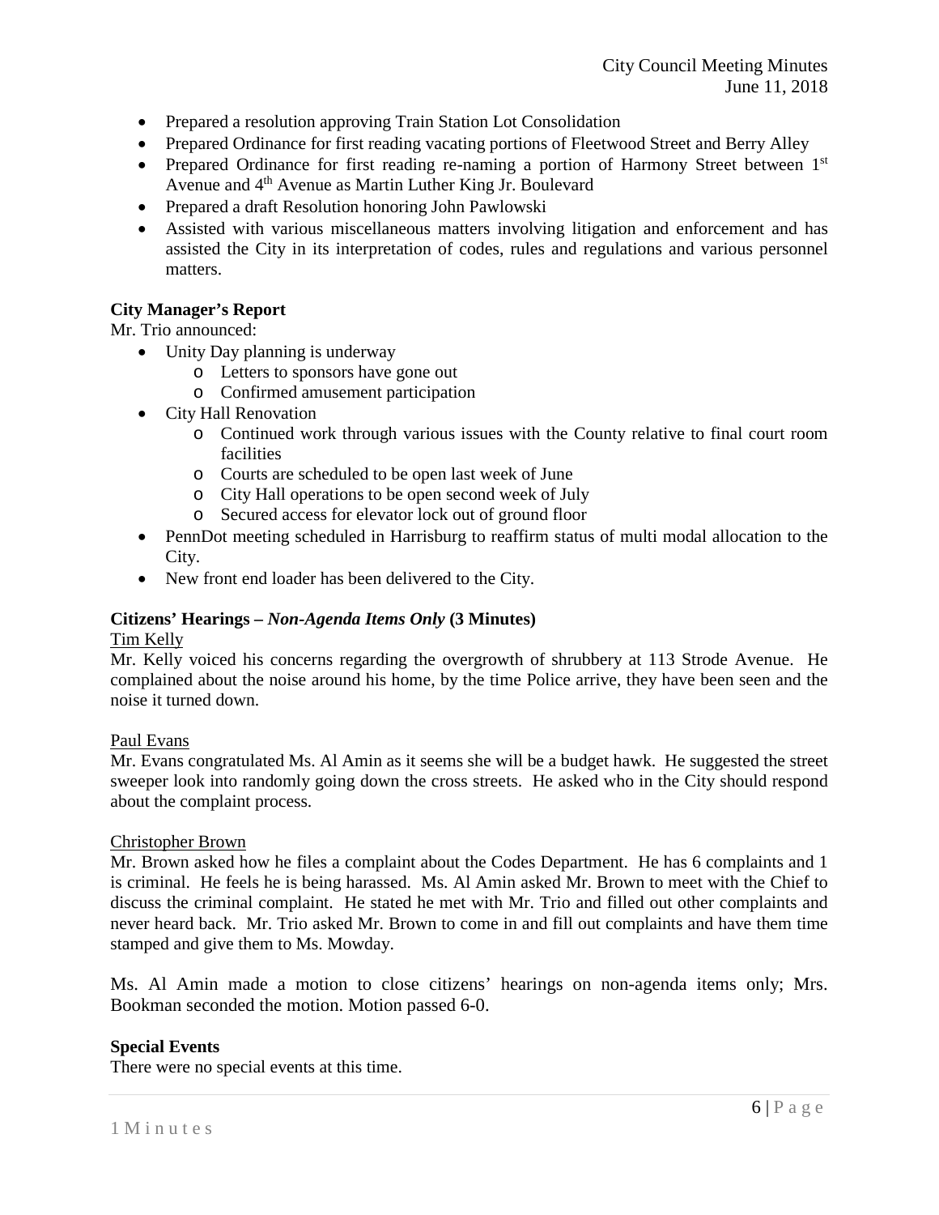- Prepared a resolution approving Train Station Lot Consolidation
- Prepared Ordinance for first reading vacating portions of Fleetwood Street and Berry Alley
- Prepared Ordinance for first reading re-naming a portion of Harmony Street between 1st Avenue and 4th Avenue as Martin Luther King Jr. Boulevard
- Prepared a draft Resolution honoring John Pawlowski
- Assisted with various miscellaneous matters involving litigation and enforcement and has assisted the City in its interpretation of codes, rules and regulations and various personnel matters.

**City Manager's Report**

Mr. Trio announced:

- Unity Day planning is underway
  - Letters to sponsors have gone out
  - Confirmed amusement participation
- City Hall Renovation
  - Continued work through various issues with the County relative to final court room facilities
  - Courts are scheduled to be open last week of June
  - City Hall operations to be open second week of July
  - Secured access for elevator lock out of ground floor
- PennDot meeting scheduled in Harrisburg to reaffirm status of multi modal allocation to the City.
- New front end loader has been delivered to the City.

**Citizens' Hearings –** ***Non-Agenda Items Only*** **(3 Minutes)**

Tim Kelly

Mr. Kelly voiced his concerns regarding the overgrowth of shrubbery at 113 Strode Avenue. He complained about the noise around his home, by the time Police arrive, they have been seen and the noise it turned down.

Paul Evans

Mr. Evans congratulated Ms. Al Amin as it seems she will be a budget hawk. He suggested the street sweeper look into randomly going down the cross streets. He asked who in the City should respond about the complaint process.

Christopher Brown

Mr. Brown asked how he files a complaint about the Codes Department. He has 6 complaints and 1 is criminal. He feels he is being harassed. Ms. Al Amin asked Mr. Brown to meet with the Chief to discuss the criminal complaint. He stated he met with Mr. Trio and filled out other complaints and never heard back. Mr. Trio asked Mr. Brown to come in and fill out complaints and have them time stamped and give them to Ms. Mowday.

Ms. Al Amin made a motion to close citizens' hearings on non-agenda items only; Mrs. Bookman seconded the motion. Motion passed 6-0.

**Special Events**

There were no special events at this time.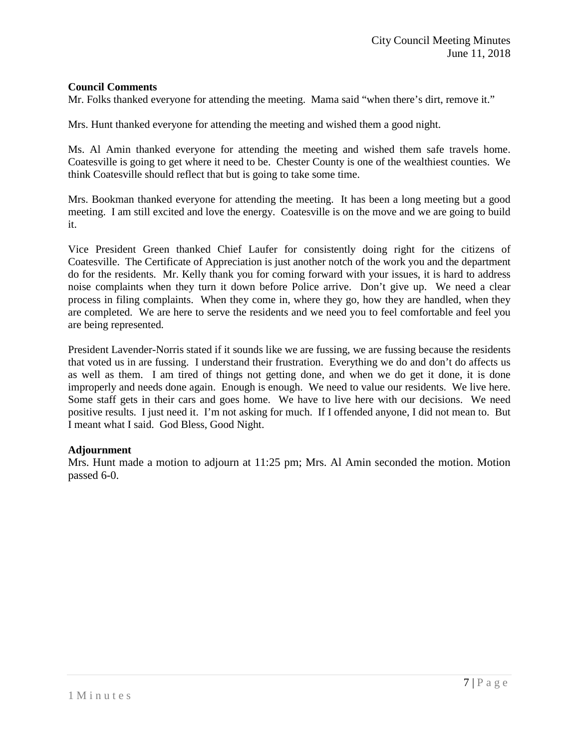**Council Comments**

Mr. Folks thanked everyone for attending the meeting. Mama said "when there's dirt, remove it."

Mrs. Hunt thanked everyone for attending the meeting and wished them a good night.

Ms. Al Amin thanked everyone for attending the meeting and wished them safe travels home. Coatesville is going to get where it need to be. Chester County is one of the wealthiest counties. We think Coatesville should reflect that but is going to take some time.

Mrs. Bookman thanked everyone for attending the meeting. It has been a long meeting but a good meeting. I am still excited and love the energy. Coatesville is on the move and we are going to build it.

Vice President Green thanked Chief Laufer for consistently doing right for the citizens of Coatesville. The Certificate of Appreciation is just another notch of the work you and the department do for the residents. Mr. Kelly thank you for coming forward with your issues, it is hard to address noise complaints when they turn it down before Police arrive. Don't give up. We need a clear process in filing complaints. When they come in, where they go, how they are handled, when they are completed. We are here to serve the residents and we need you to feel comfortable and feel you are being represented.

President Lavender-Norris stated if it sounds like we are fussing, we are fussing because the residents that voted us in are fussing. I understand their frustration. Everything we do and don't do affects us as well as them. I am tired of things not getting done, and when we do get it done, it is done improperly and needs done again. Enough is enough. We need to value our residents. We live here. Some staff gets in their cars and goes home. We have to live here with our decisions. We need positive results. I just need it. I'm not asking for much. If I offended anyone, I did not mean to. But I meant what I said. God Bless, Good Night.

**Adjournment**

Mrs. Hunt made a motion to adjourn at 11:25 pm; Mrs. Al Amin seconded the motion. Motion passed 6-0.